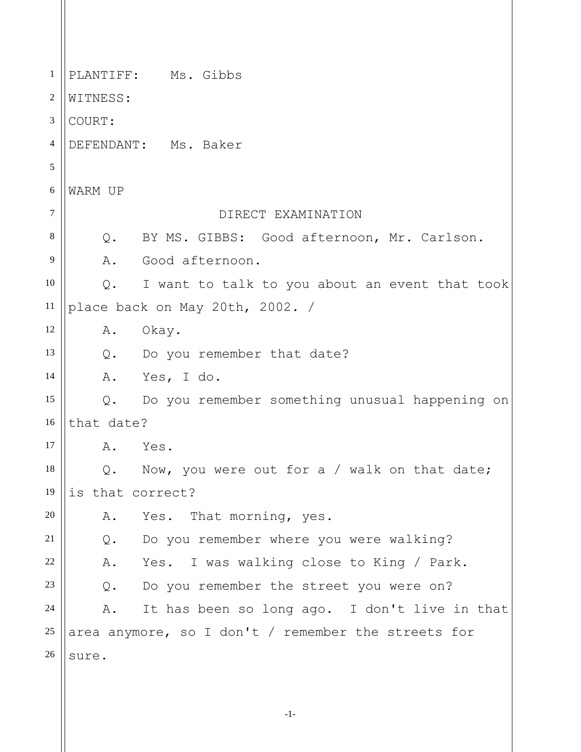PLANTIFF: Ms. Gibbs

WITNESS:

COURT:

DEFENDANT: Ms. Baker

WARM UP

DIRECT EXAMINATION

Q. BY MS. GIBBS: Good afternoon, Mr. Carlson.

A. Good afternoon.

Q. I want to talk to you about an event that took place back on May 20th, 2002. /

A. Okay.

Q. Do you remember that date?

A. Yes, I do.

Q. Do you remember something unusual happening on that date?

A. Yes.

Q. Now, you were out for a / walk on that date; is that correct?

A. Yes. That morning, yes.

Q. Do you remember where you were walking?

A. Yes. I was walking close to King / Park.

Q. Do you remember the street you were on?

A. It has been so long ago. I don't live in that area anymore, so I don't / remember the streets for sure.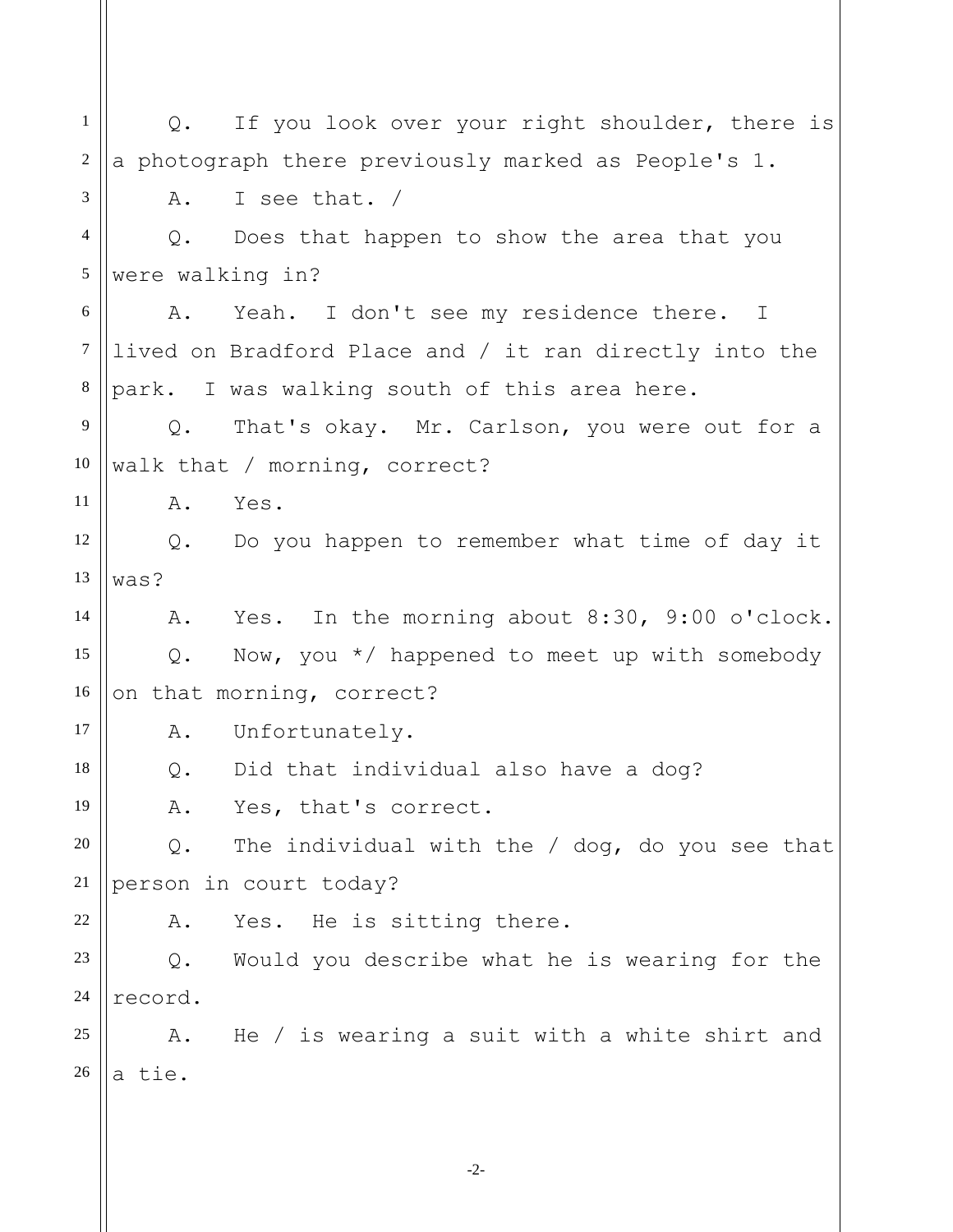Q. If you look over your right shoulder, there is a photograph there previously marked as People's 1.

A. I see that. /

Q. Does that happen to show the area that you were walking in?

A. Yeah. I don't see my residence there. I lived on Bradford Place and / it ran directly into the park. I was walking south of this area here.

Q. That's okay. Mr. Carlson, you were out for a walk that / morning, correct?

A. Yes.

Q. Do you happen to remember what time of day it was?

A. Yes. In the morning about 8:30, 9:00 o'clock.

Q. Now, you */ happened to meet up with somebody on that morning, correct?

A. Unfortunately.

Q. Did that individual also have a dog?

A. Yes, that's correct.

Q. The individual with the / dog, do you see that person in court today?

A. Yes. He is sitting there.

Q. Would you describe what he is wearing for the record.

A. He / is wearing a suit with a white shirt and a tie.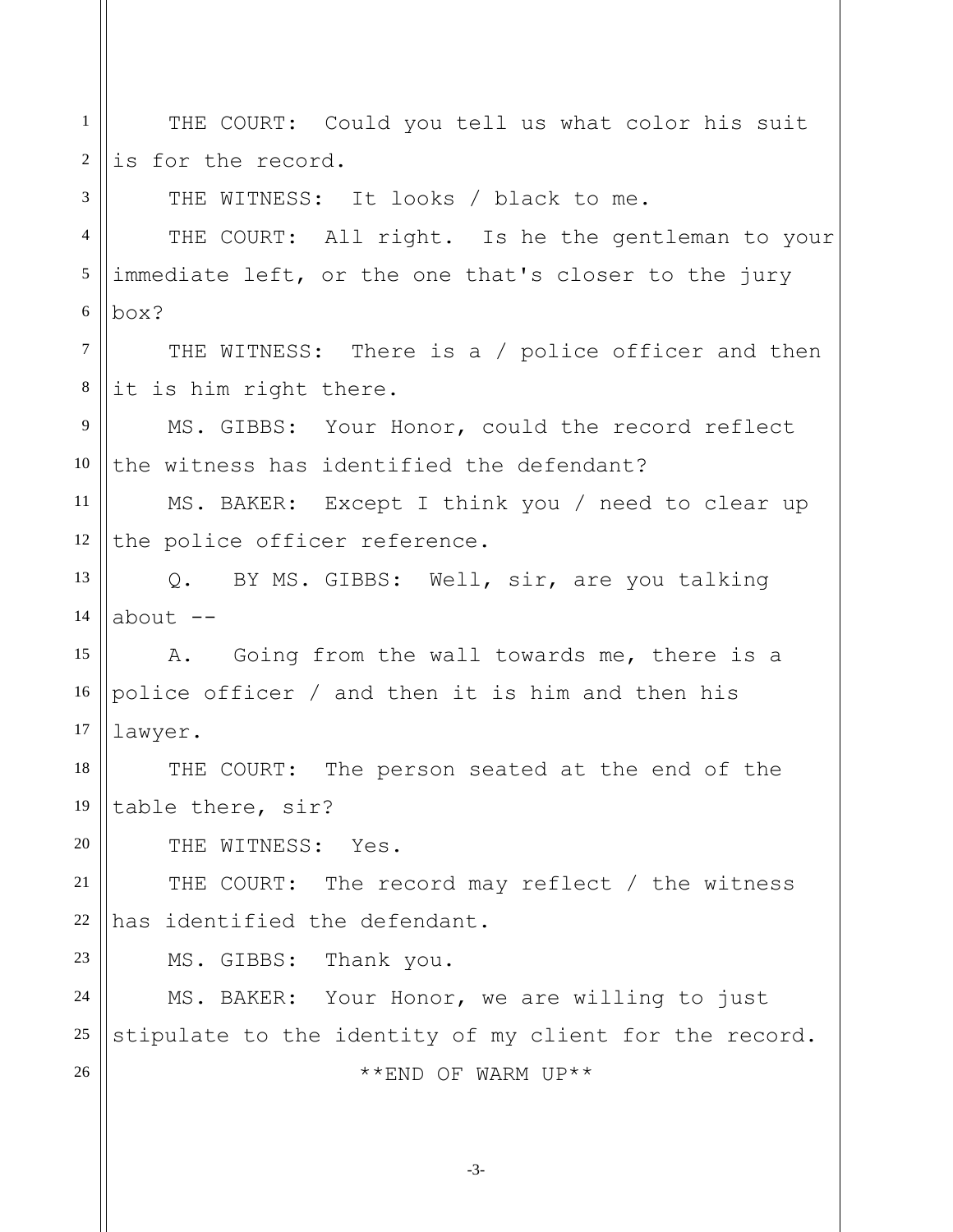THE COURT: Could you tell us what color his suit is for the record.

THE WITNESS: It looks / black to me.

THE COURT: All right. Is he the gentleman to your immediate left, or the one that's closer to the jury box?

THE WITNESS: There is a / police officer and then it is him right there.

MS. GIBBS: Your Honor, could the record reflect the witness has identified the defendant?

MS. BAKER: Except I think you / need to clear up the police officer reference.

Q. BY MS. GIBBS: Well, sir, are you talking about --

A. Going from the wall towards me, there is a police officer / and then it is him and then his lawyer.

THE COURT: The person seated at the end of the table there, sir?

THE WITNESS: Yes.

THE COURT: The record may reflect / the witness has identified the defendant.

MS. GIBBS: Thank you.

MS. BAKER: Your Honor, we are willing to just stipulate to the identity of my client for the record.

**END OF WARM UP**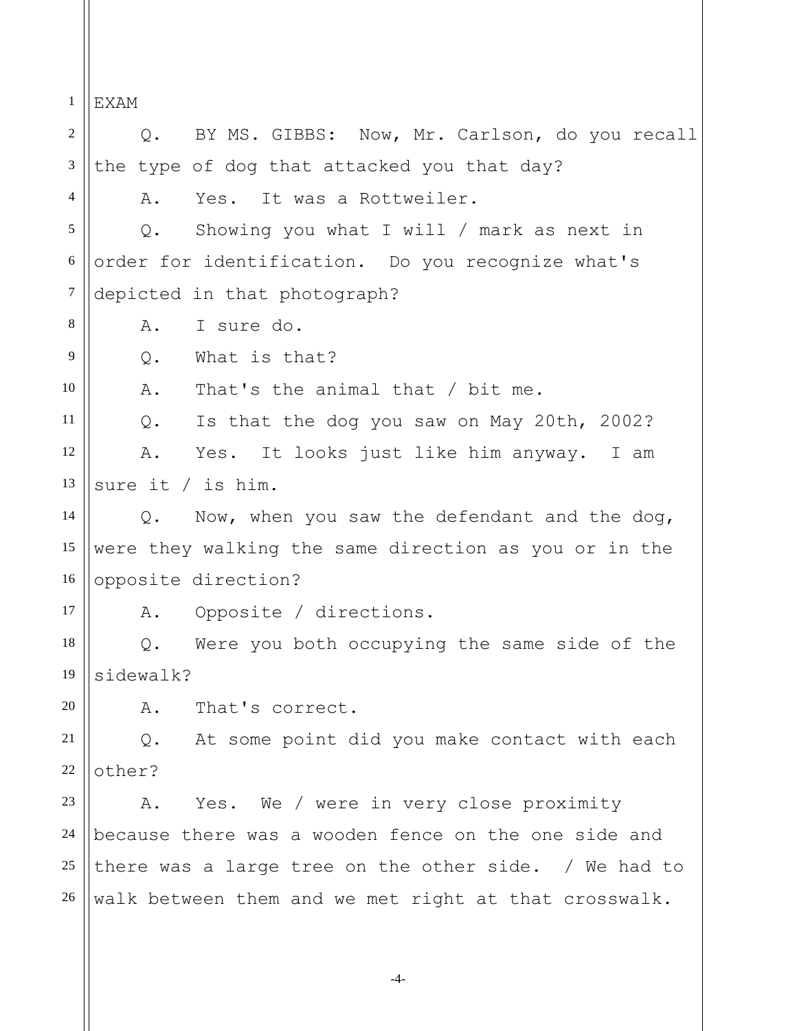EXAM

Q. BY MS. GIBBS: Now, Mr. Carlson, do you recall the type of dog that attacked you that day?

A. Yes. It was a Rottweiler.

Q. Showing you what I will / mark as next in order for identification. Do you recognize what's depicted in that photograph?

A. I sure do.

Q. What is that?

A. That's the animal that / bit me.

Q. Is that the dog you saw on May 20th, 2002?

A. Yes. It looks just like him anyway. I am sure it / is him.

Q. Now, when you saw the defendant and the dog, were they walking the same direction as you or in the opposite direction?

A. Opposite / directions.

Q. Were you both occupying the same side of the sidewalk?

A. That's correct.

Q. At some point did you make contact with each other?

A. Yes. We / were in very close proximity because there was a wooden fence on the one side and there was a large tree on the other side. / We had to walk between them and we met right at that crosswalk.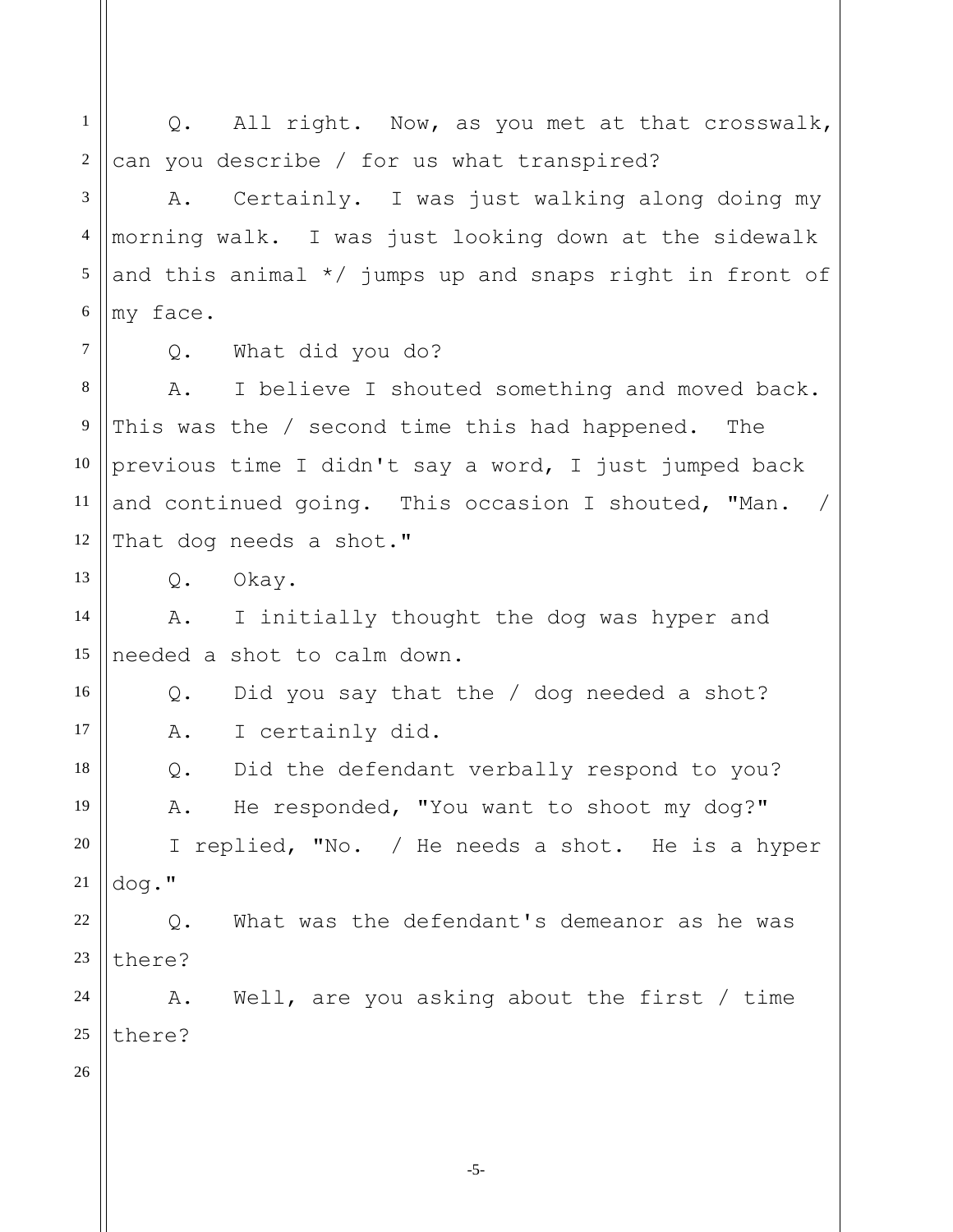Q. All right. Now, as you met at that crosswalk, can you describe / for us what transpired?

A. Certainly. I was just walking along doing my morning walk. I was just looking down at the sidewalk and this animal */ jumps up and snaps right in front of my face.

Q. What did you do?

A. I believe I shouted something and moved back. This was the / second time this had happened. The previous time I didn't say a word, I just jumped back and continued going. This occasion I shouted, "Man. / That dog needs a shot."

Q. Okay.

A. I initially thought the dog was hyper and needed a shot to calm down.

Q. Did you say that the / dog needed a shot?

A. I certainly did.

Q. Did the defendant verbally respond to you?

A. He responded, "You want to shoot my dog?"

I replied, "No. / He needs a shot. He is a hyper dog."

Q. What was the defendant's demeanor as he was there?

A. Well, are you asking about the first / time there?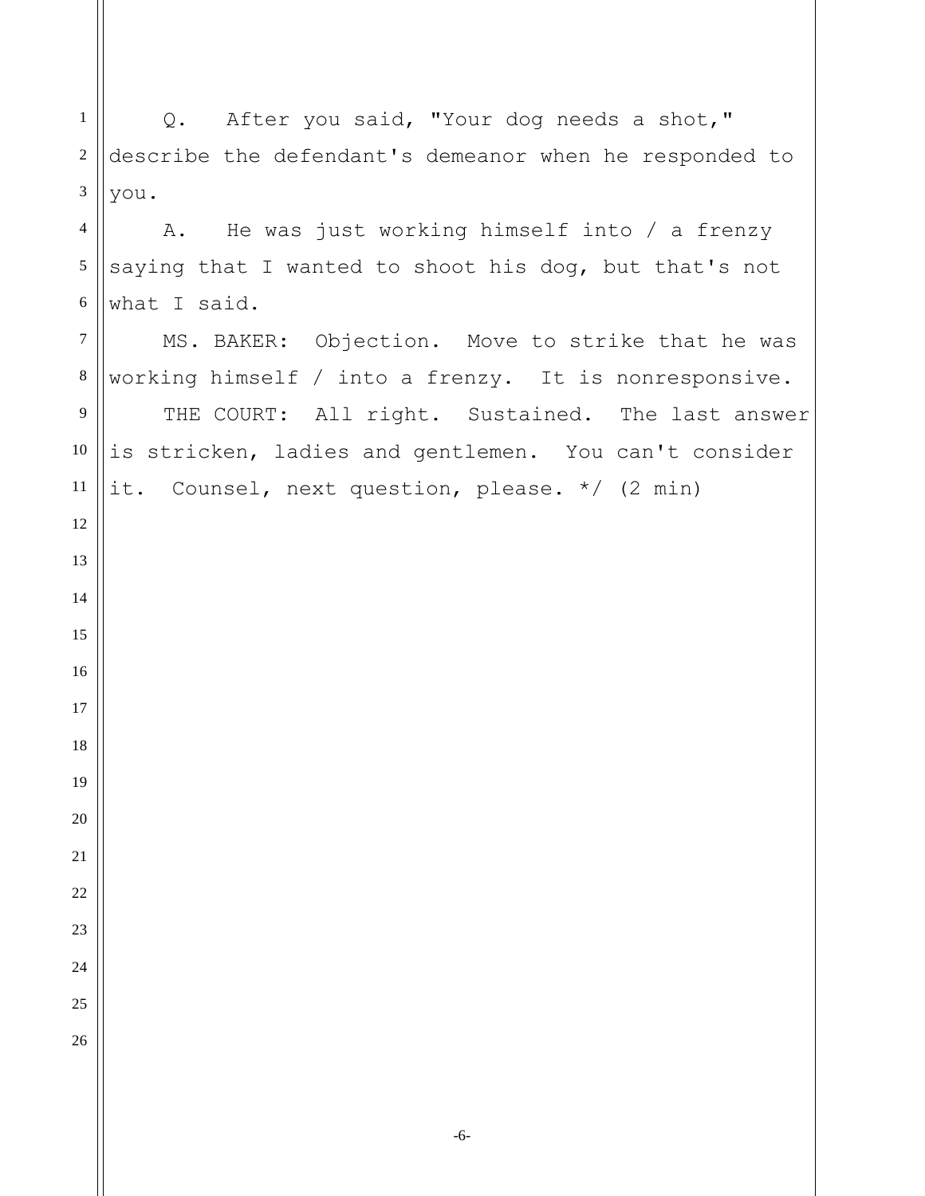Q. After you said, "Your dog needs a shot," describe the defendant's demeanor when he responded to you.

A. He was just working himself into / a frenzy saying that I wanted to shoot his dog, but that's not what I said.

MS. BAKER: Objection. Move to strike that he was working himself / into a frenzy. It is nonresponsive.

THE COURT: All right. Sustained. The last answer is stricken, ladies and gentlemen. You can't consider it. Counsel, next question, please. */ (2 min)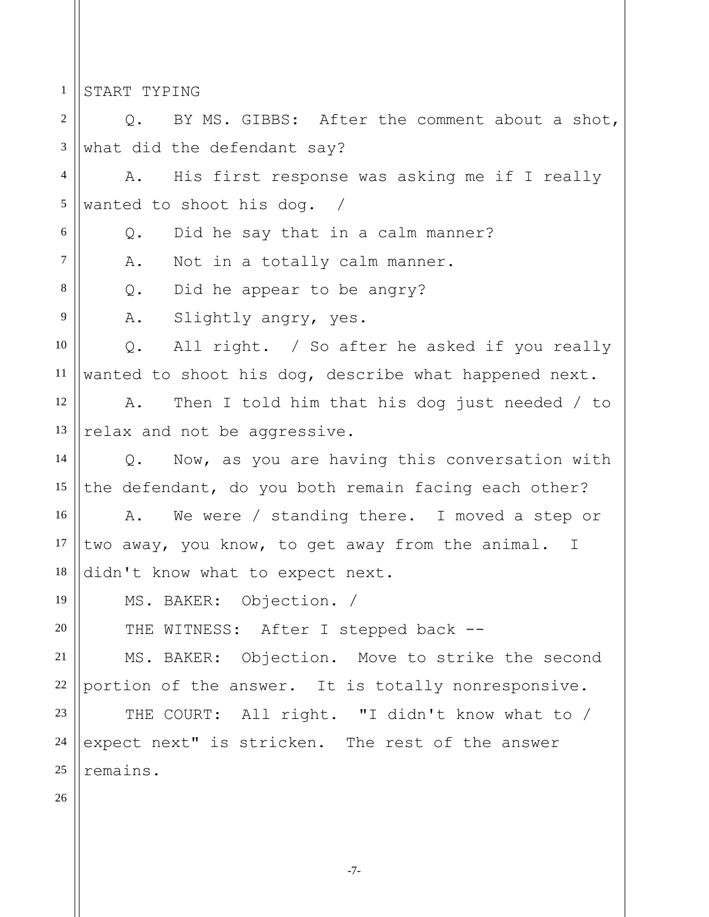START TYPING

Q. BY MS. GIBBS: After the comment about a shot, what did the defendant say?

A. His first response was asking me if I really wanted to shoot his dog. /

Q. Did he say that in a calm manner?

A. Not in a totally calm manner.

Q. Did he appear to be angry?

A. Slightly angry, yes.

Q. All right. / So after he asked if you really wanted to shoot his dog, describe what happened next.

A. Then I told him that his dog just needed / to relax and not be aggressive.

Q. Now, as you are having this conversation with the defendant, do you both remain facing each other?

A. We were / standing there. I moved a step or two away, you know, to get away from the animal. I didn't know what to expect next.

MS. BAKER: Objection. /

THE WITNESS: After I stepped back --

MS. BAKER: Objection. Move to strike the second portion of the answer. It is totally nonresponsive.

THE COURT: All right. "I didn't know what to / expect next" is stricken. The rest of the answer remains.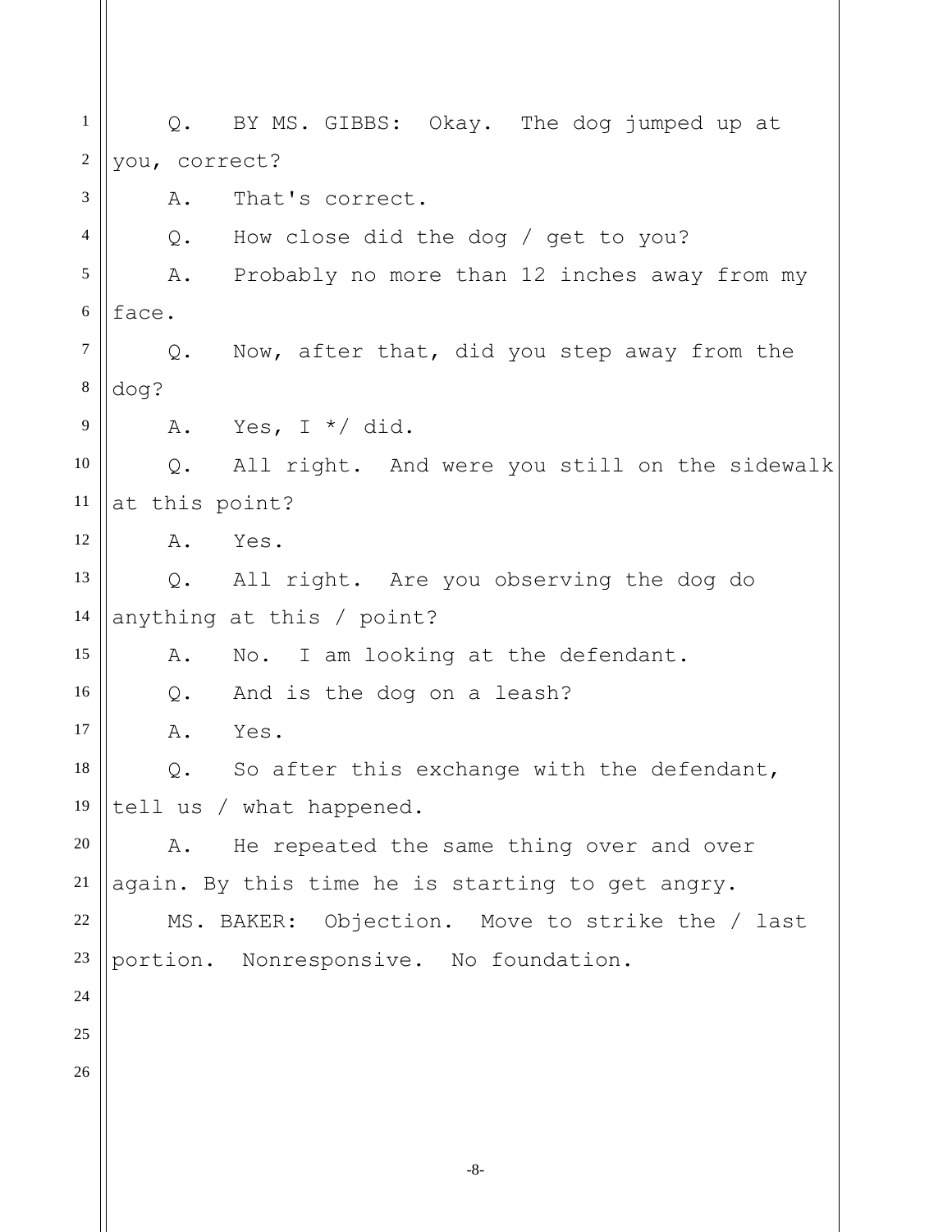Q. BY MS. GIBBS: Okay. The dog jumped up at you, correct?

A. That's correct.

Q. How close did the dog / get to you?

A. Probably no more than 12 inches away from my face.

Q. Now, after that, did you step away from the dog?

A. Yes, I */ did.

Q. All right. And were you still on the sidewalk at this point?

A. Yes.

Q. All right. Are you observing the dog do anything at this / point?

A. No. I am looking at the defendant.

Q. And is the dog on a leash?

A. Yes.

Q. So after this exchange with the defendant, tell us / what happened.

A. He repeated the same thing over and over again. By this time he is starting to get angry.

MS. BAKER: Objection. Move to strike the / last portion. Nonresponsive. No foundation.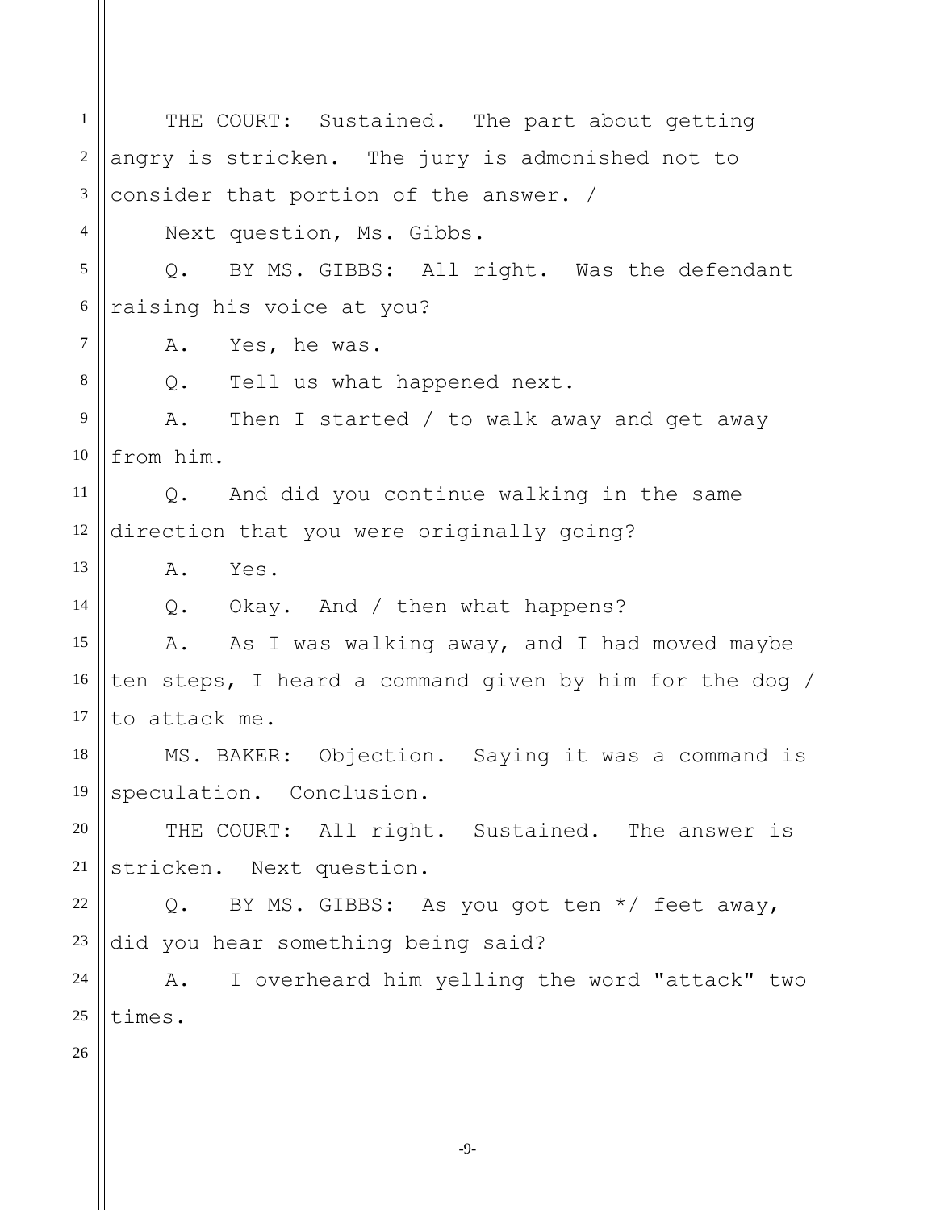THE COURT: Sustained. The part about getting angry is stricken. The jury is admonished not to consider that portion of the answer. /

Next question, Ms. Gibbs.

Q. BY MS. GIBBS: All right. Was the defendant raising his voice at you?

A. Yes, he was.

Q. Tell us what happened next.

A. Then I started / to walk away and get away from him.

Q. And did you continue walking in the same direction that you were originally going?

A. Yes.

Q. Okay. And / then what happens?

A. As I was walking away, and I had moved maybe ten steps, I heard a command given by him for the dog / to attack me.

MS. BAKER: Objection. Saying it was a command is speculation. Conclusion.

THE COURT: All right. Sustained. The answer is stricken. Next question.

Q. BY MS. GIBBS: As you got ten */ feet away, did you hear something being said?

A. I overheard him yelling the word "attack" two times.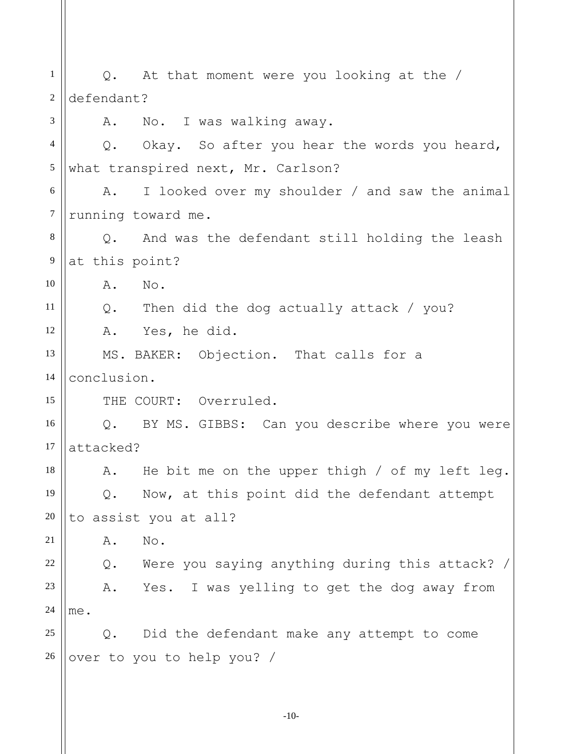Q. At that moment were you looking at the / defendant?

A. No. I was walking away.

Q. Okay. So after you hear the words you heard, what transpired next, Mr. Carlson?

A. I looked over my shoulder / and saw the animal running toward me.

Q. And was the defendant still holding the leash at this point?

A. No.

Q. Then did the dog actually attack / you?

A. Yes, he did.

MS. BAKER: Objection. That calls for a conclusion.

THE COURT: Overruled.

Q. BY MS. GIBBS: Can you describe where you were attacked?

A. He bit me on the upper thigh / of my left leg.

Q. Now, at this point did the defendant attempt to assist you at all?

A. No.

Q. Were you saying anything during this attack? /

A. Yes. I was yelling to get the dog away from me.

Q. Did the defendant make any attempt to come over to you to help you? /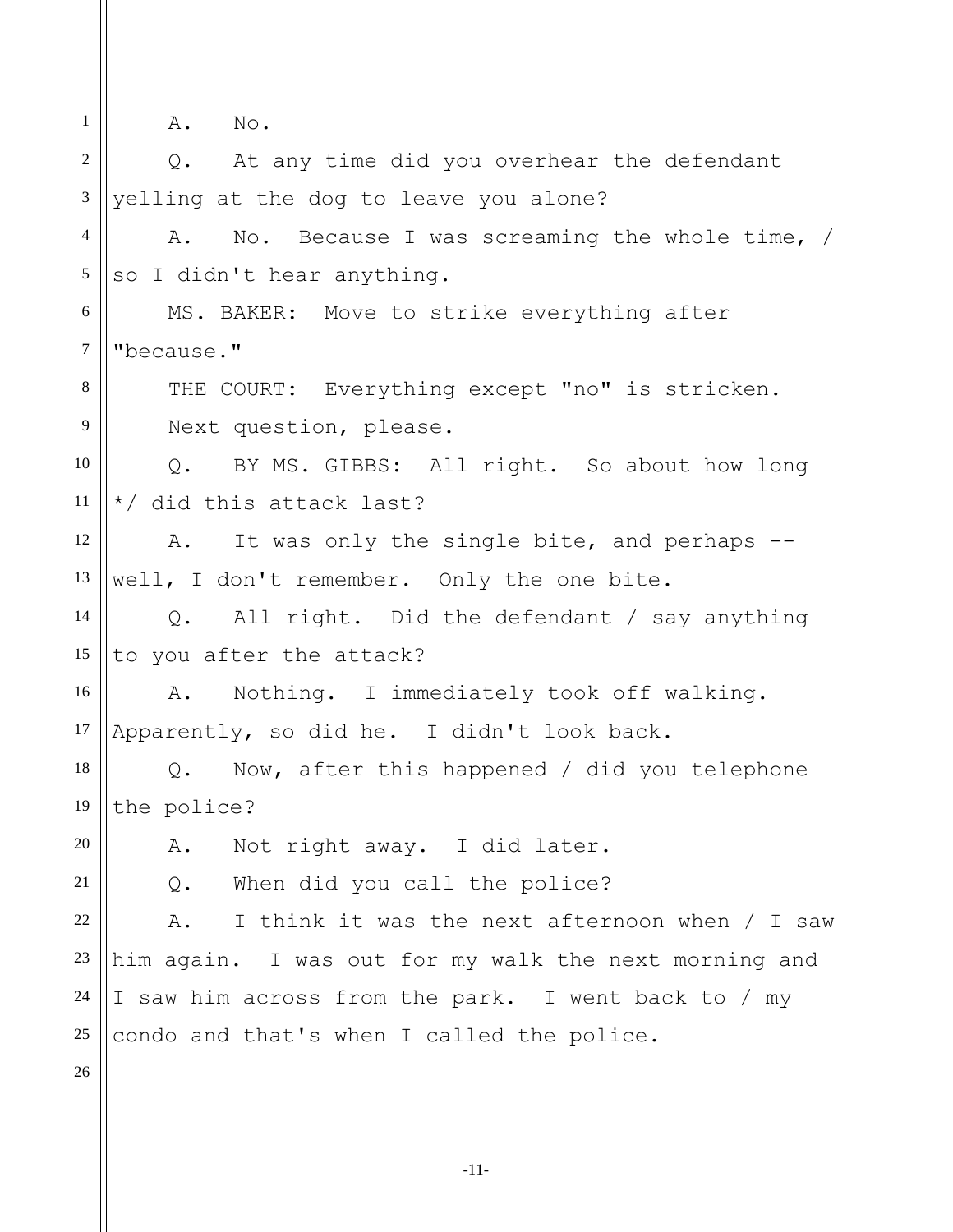A. No.

Q. At any time did you overhear the defendant yelling at the dog to leave you alone?

A. No. Because I was screaming the whole time, / so I didn't hear anything.

MS. BAKER: Move to strike everything after "because."

THE COURT: Everything except "no" is stricken. Next question, please.

Q. BY MS. GIBBS: All right. So about how long */ did this attack last?

A. It was only the single bite, and perhaps -- well, I don't remember. Only the one bite.

Q. All right. Did the defendant / say anything to you after the attack?

A. Nothing. I immediately took off walking. Apparently, so did he. I didn't look back.

Q. Now, after this happened / did you telephone the police?

A. Not right away. I did later.

Q. When did you call the police?

A. I think it was the next afternoon when / I saw him again. I was out for my walk the next morning and I saw him across from the park. I went back to / my condo and that's when I called the police.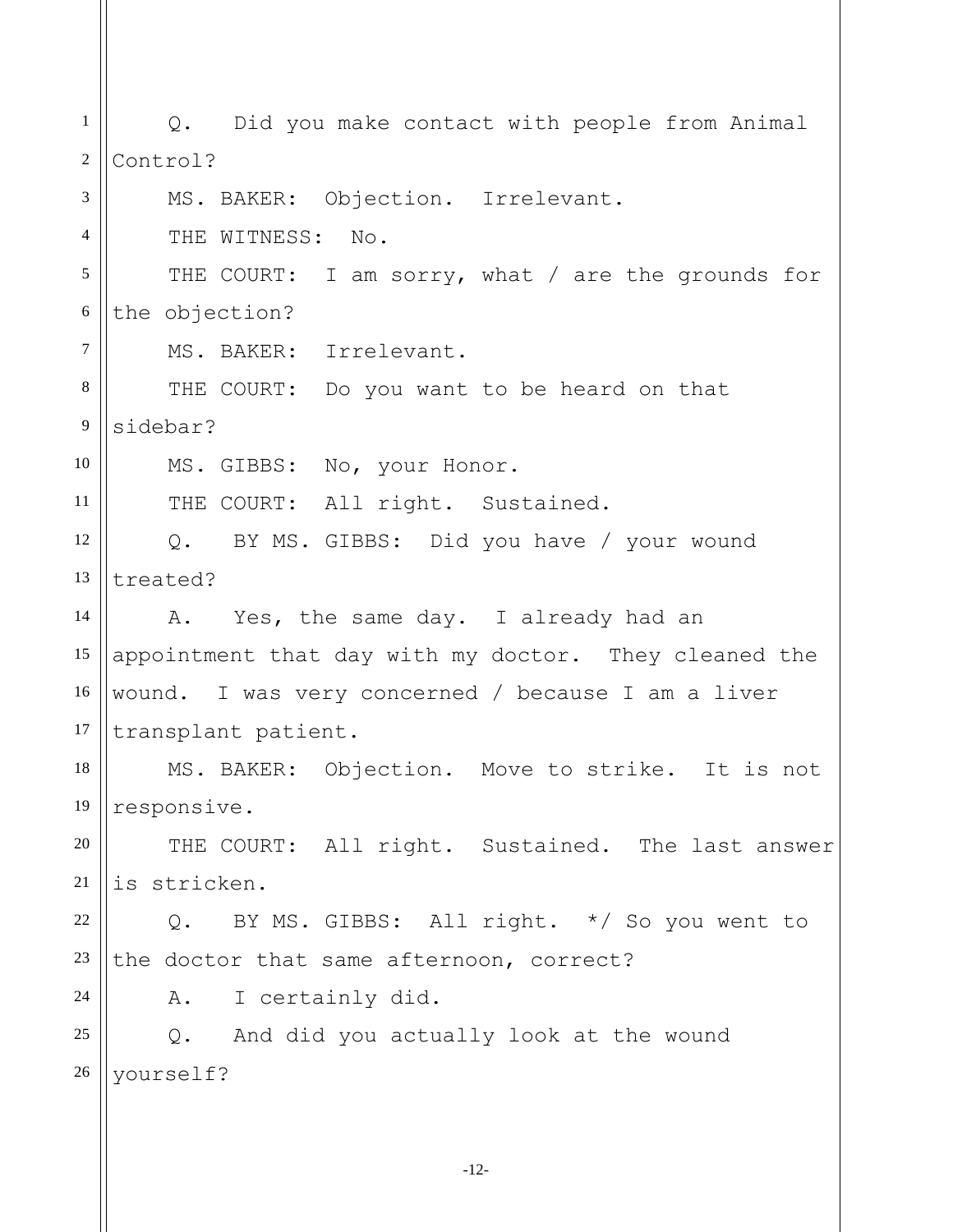Q. Did you make contact with people from Animal Control?

MS. BAKER: Objection. Irrelevant.

THE WITNESS: No.

THE COURT: I am sorry, what / are the grounds for the objection?

MS. BAKER: Irrelevant.

THE COURT: Do you want to be heard on that sidebar?

MS. GIBBS: No, your Honor.

THE COURT: All right. Sustained.

Q. BY MS. GIBBS: Did you have / your wound treated?

A. Yes, the same day. I already had an appointment that day with my doctor. They cleaned the wound. I was very concerned / because I am a liver transplant patient.

MS. BAKER: Objection. Move to strike. It is not responsive.

THE COURT: All right. Sustained. The last answer is stricken.

Q. BY MS. GIBBS: All right. */ So you went to the doctor that same afternoon, correct?

A. I certainly did.

Q. And did you actually look at the wound yourself?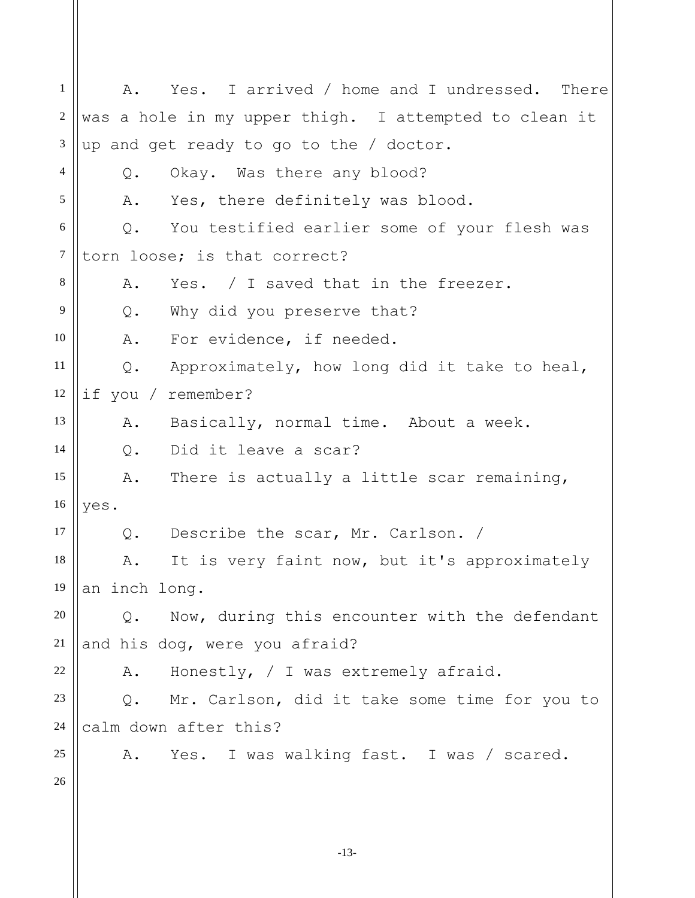A. Yes. I arrived / home and I undressed. There was a hole in my upper thigh. I attempted to clean it up and get ready to go to the / doctor.

Q. Okay. Was there any blood?

A. Yes, there definitely was blood.

Q. You testified earlier some of your flesh was torn loose; is that correct?

A. Yes. / I saved that in the freezer.

Q. Why did you preserve that?

A. For evidence, if needed.

Q. Approximately, how long did it take to heal, if you / remember?

A. Basically, normal time. About a week.

Q. Did it leave a scar?

A. There is actually a little scar remaining, yes.

Q. Describe the scar, Mr. Carlson. /

A. It is very faint now, but it's approximately an inch long.

Q. Now, during this encounter with the defendant and his dog, were you afraid?

A. Honestly, / I was extremely afraid.

Q. Mr. Carlson, did it take some time for you to calm down after this?

A. Yes. I was walking fast. I was / scared.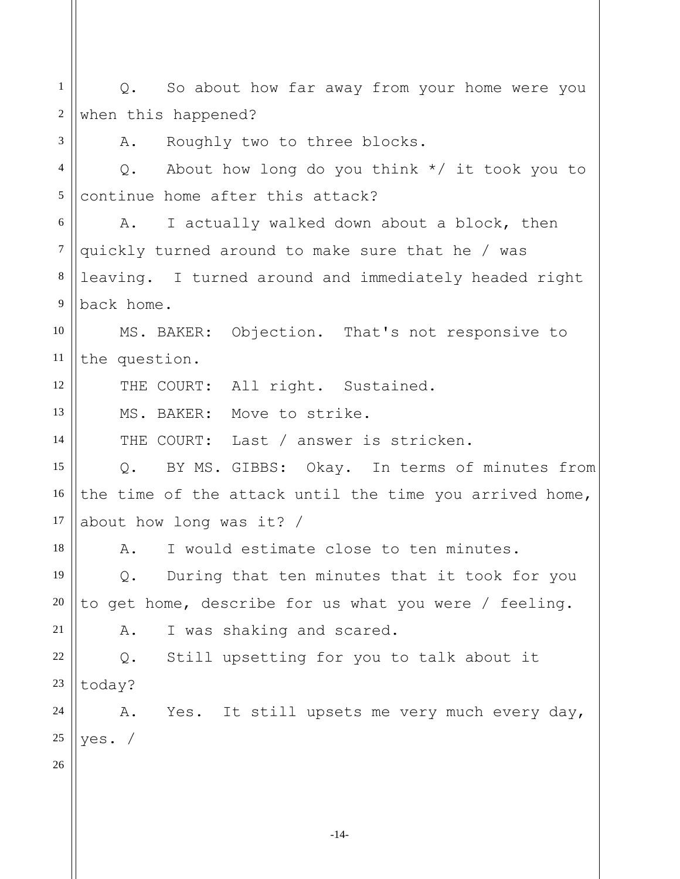Q. So about how far away from your home were you when this happened?

A. Roughly two to three blocks.

Q. About how long do you think */ it took you to continue home after this attack?

A. I actually walked down about a block, then quickly turned around to make sure that he / was leaving. I turned around and immediately headed right back home.

MS. BAKER: Objection. That's not responsive to the question.

THE COURT: All right. Sustained.

MS. BAKER: Move to strike.

THE COURT: Last / answer is stricken.

Q. BY MS. GIBBS: Okay. In terms of minutes from the time of the attack until the time you arrived home, about how long was it? /

A. I would estimate close to ten minutes.

Q. During that ten minutes that it took for you to get home, describe for us what you were / feeling.

A. I was shaking and scared.

Q. Still upsetting for you to talk about it today?

A. Yes. It still upsets me very much every day, yes. /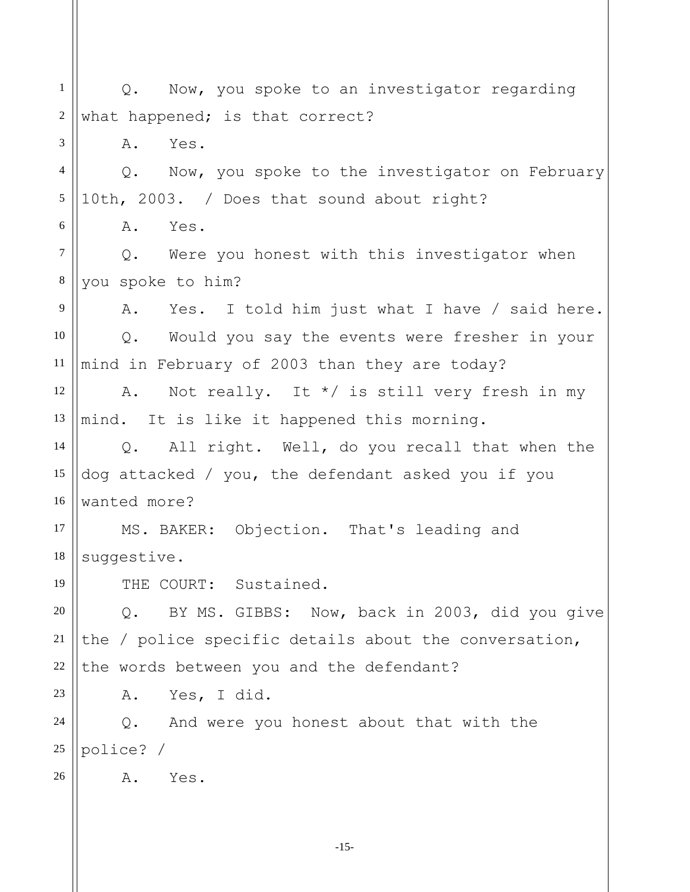Q. Now, you spoke to an investigator regarding what happened; is that correct?

A. Yes.

Q. Now, you spoke to the investigator on February 10th, 2003. / Does that sound about right?

A. Yes.

Q. Were you honest with this investigator when you spoke to him?

A. Yes. I told him just what I have / said here.

Q. Would you say the events were fresher in your mind in February of 2003 than they are today?

A. Not really. It */ is still very fresh in my mind. It is like it happened this morning.

Q. All right. Well, do you recall that when the dog attacked / you, the defendant asked you if you wanted more?

MS. BAKER: Objection. That's leading and suggestive.

THE COURT: Sustained.

Q. BY MS. GIBBS: Now, back in 2003, did you give the / police specific details about the conversation, the words between you and the defendant?

A. Yes, I did.

Q. And were you honest about that with the police? /

A. Yes.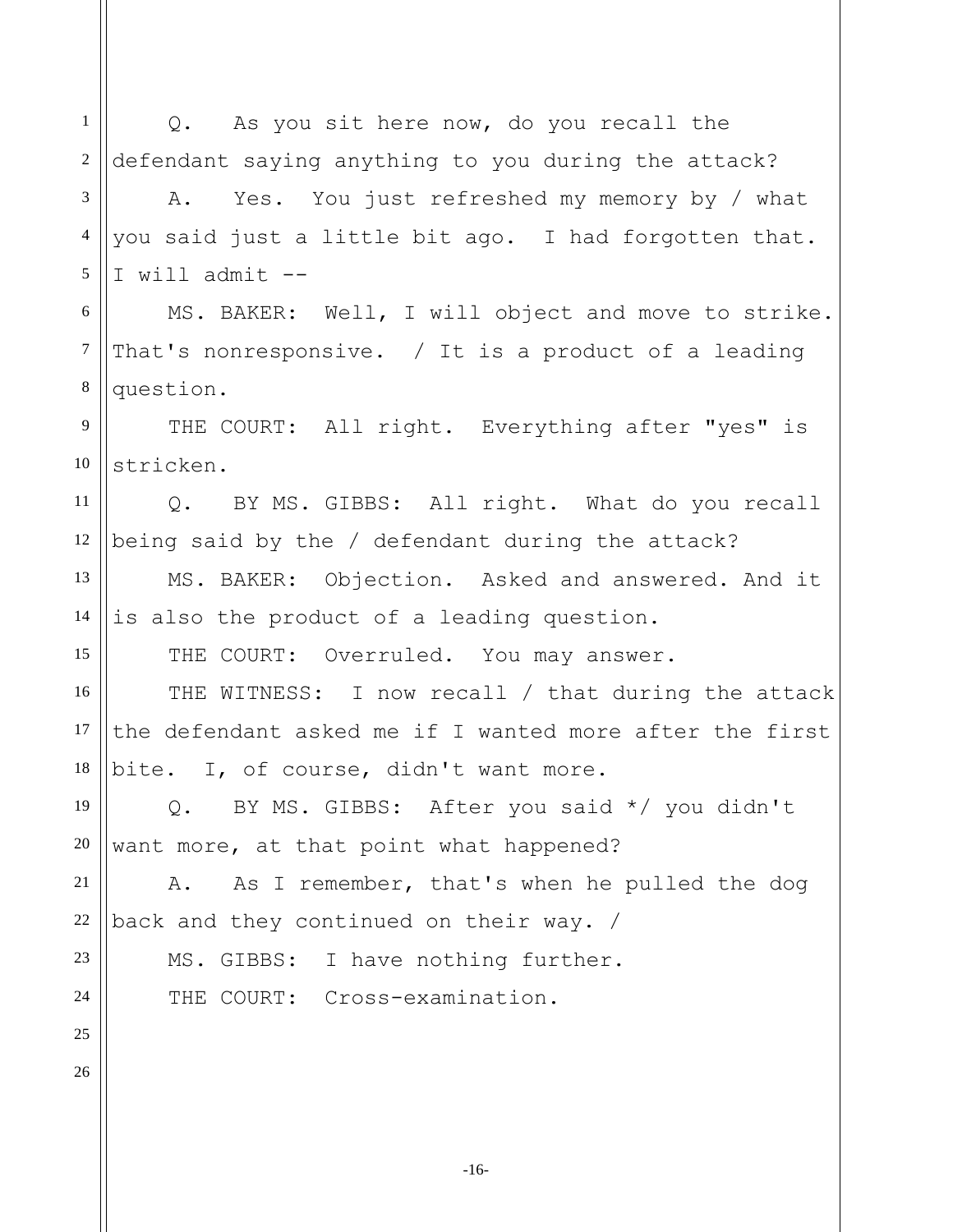Q. As you sit here now, do you recall the defendant saying anything to you during the attack?

A. Yes. You just refreshed my memory by / what you said just a little bit ago. I had forgotten that. I will admit --

MS. BAKER: Well, I will object and move to strike. That's nonresponsive. / It is a product of a leading question.

THE COURT: All right. Everything after "yes" is stricken.

Q. BY MS. GIBBS: All right. What do you recall being said by the / defendant during the attack?

MS. BAKER: Objection. Asked and answered. And it is also the product of a leading question.

THE COURT: Overruled. You may answer.

THE WITNESS: I now recall / that during the attack the defendant asked me if I wanted more after the first bite. I, of course, didn't want more.

Q. BY MS. GIBBS: After you said */ you didn't want more, at that point what happened?

A. As I remember, that's when he pulled the dog back and they continued on their way. /

MS. GIBBS: I have nothing further.

THE COURT: Cross-examination.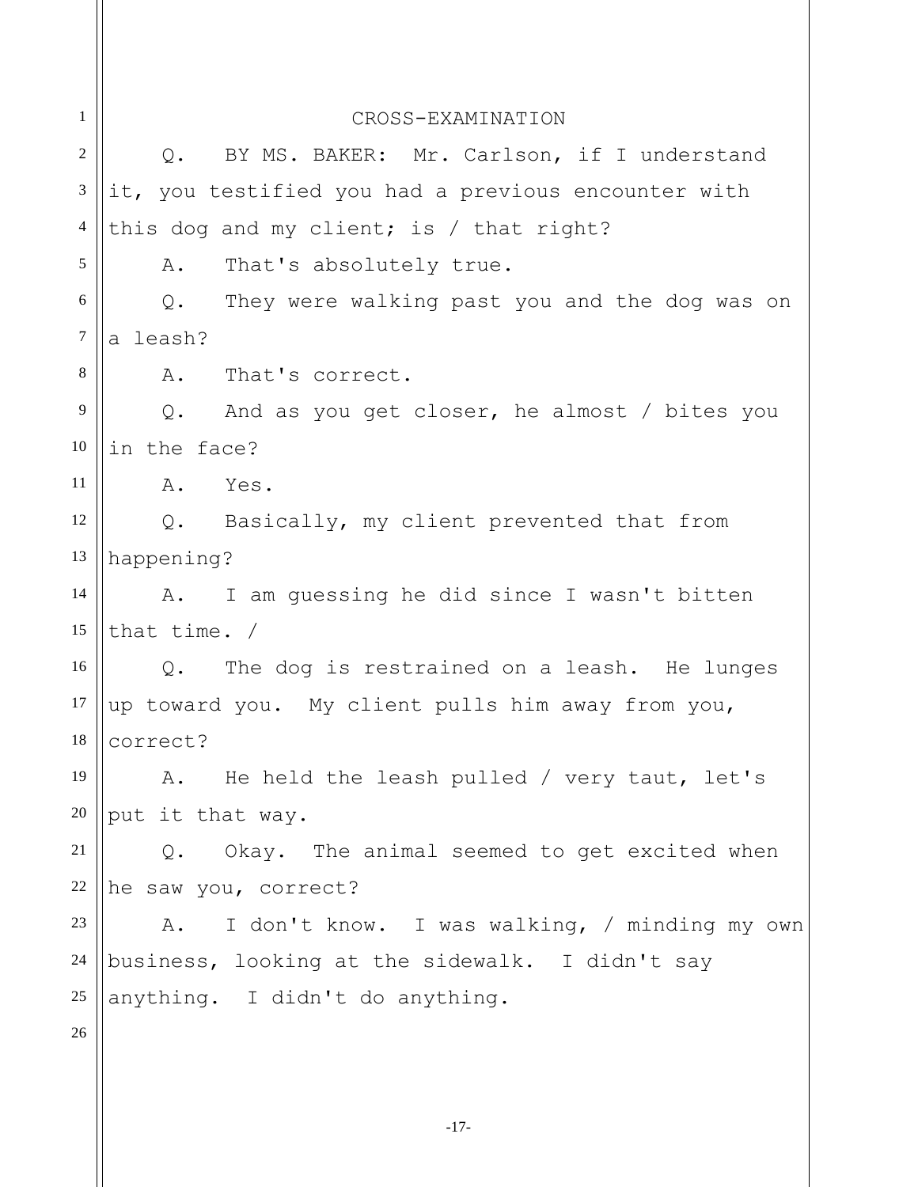CROSS-EXAMINATION

Q. BY MS. BAKER: Mr. Carlson, if I understand it, you testified you had a previous encounter with this dog and my client; is / that right?

A. That's absolutely true.

Q. They were walking past you and the dog was on a leash?

A. That's correct.

Q. And as you get closer, he almost / bites you in the face?

A. Yes.

Q. Basically, my client prevented that from happening?

A. I am guessing he did since I wasn't bitten that time. /

Q. The dog is restrained on a leash. He lunges up toward you. My client pulls him away from you, correct?

A. He held the leash pulled / very taut, let's put it that way.

Q. Okay. The animal seemed to get excited when he saw you, correct?

A. I don't know. I was walking, / minding my own business, looking at the sidewalk. I didn't say anything. I didn't do anything.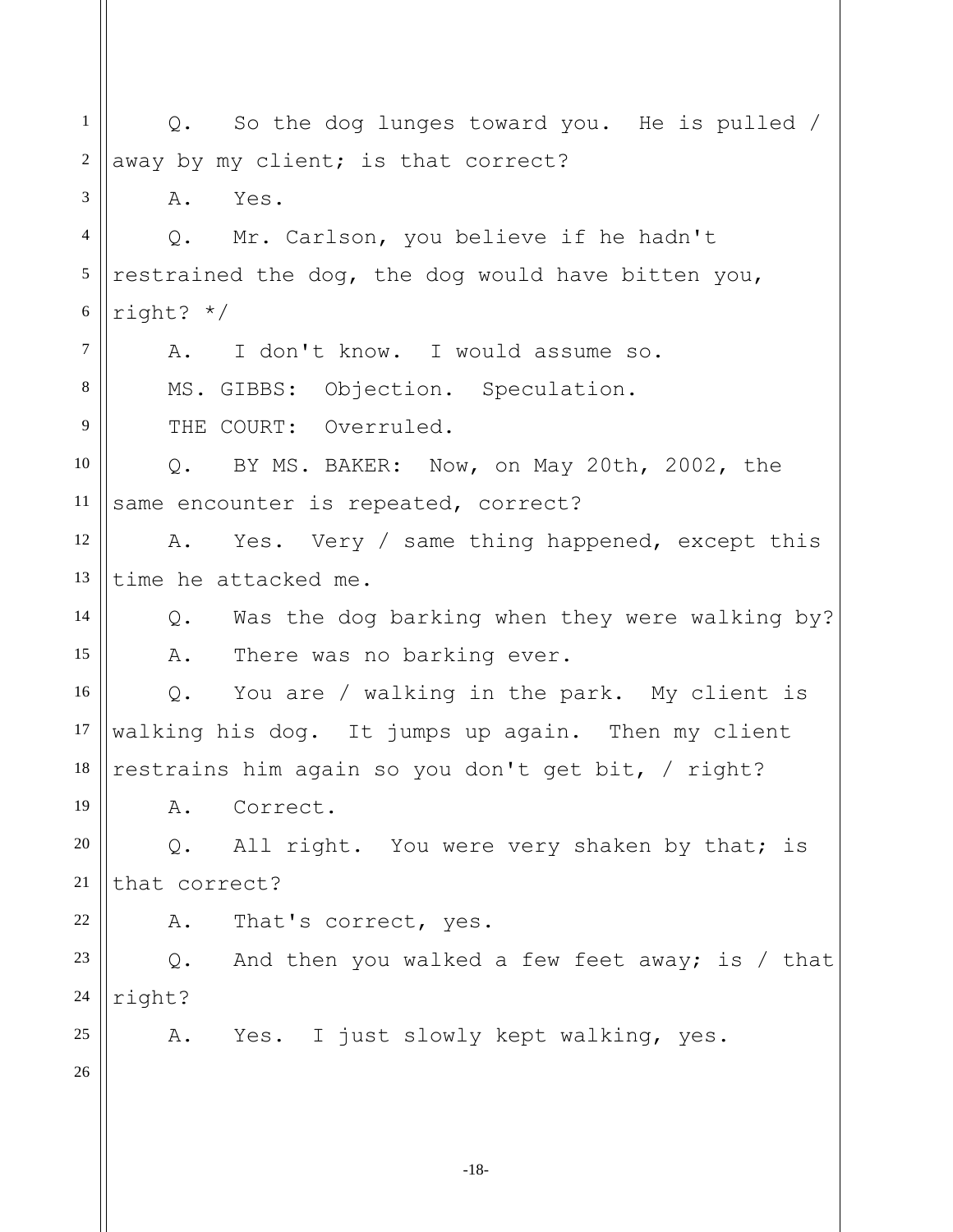Q. So the dog lunges toward you. He is pulled / away by my client; is that correct?

A. Yes.

Q. Mr. Carlson, you believe if he hadn't restrained the dog, the dog would have bitten you, right? */

A. I don't know. I would assume so.

MS. GIBBS: Objection. Speculation.

THE COURT: Overruled.

Q. BY MS. BAKER: Now, on May 20th, 2002, the same encounter is repeated, correct?

A. Yes. Very / same thing happened, except this time he attacked me.

Q. Was the dog barking when they were walking by?

A. There was no barking ever.

Q. You are / walking in the park. My client is walking his dog. It jumps up again. Then my client restrains him again so you don't get bit, / right?

A. Correct.

Q. All right. You were very shaken by that; is that correct?

A. That's correct, yes.

Q. And then you walked a few feet away; is / that right?

A. Yes. I just slowly kept walking, yes.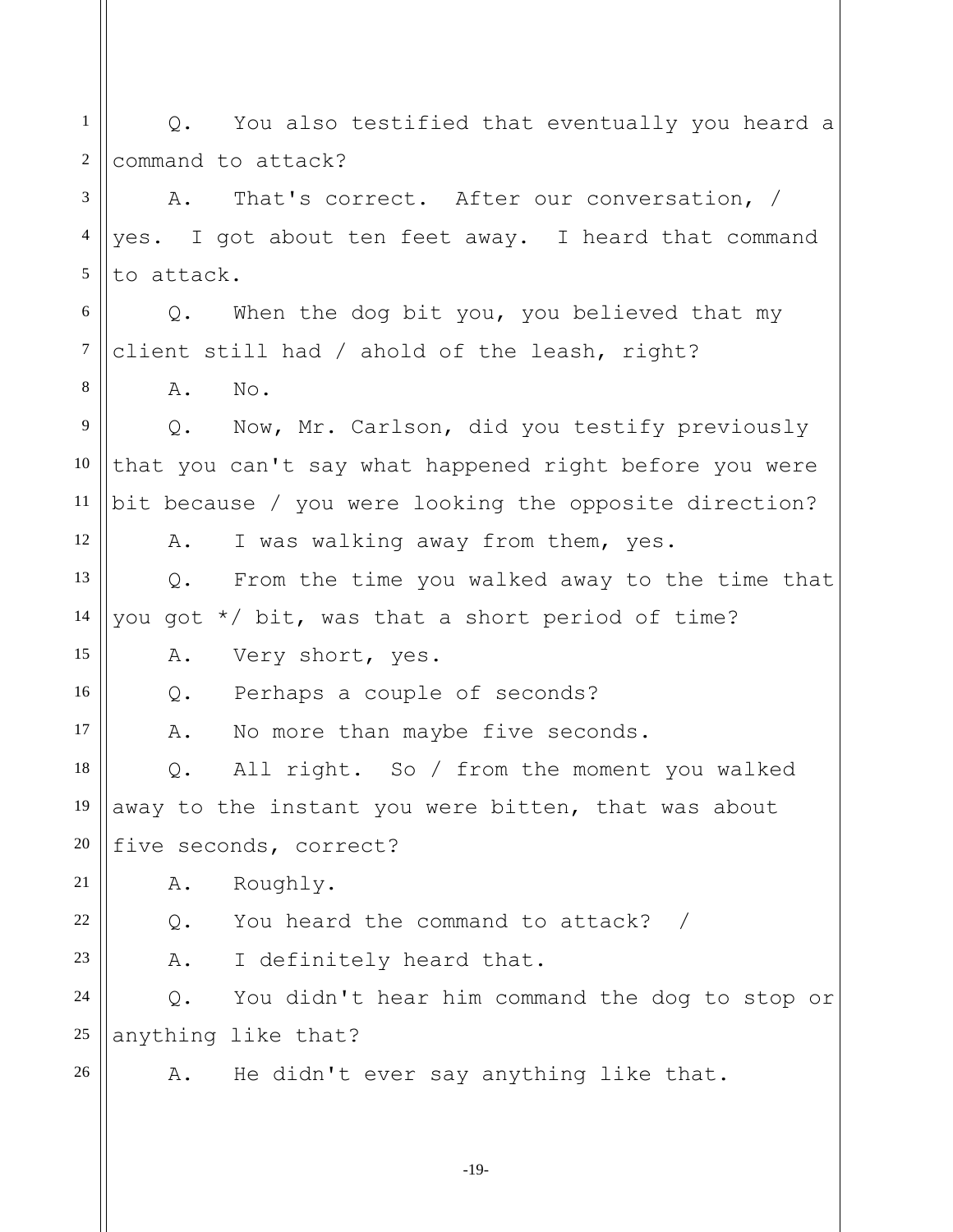Q. You also testified that eventually you heard a command to attack?

A. That's correct. After our conversation, / yes. I got about ten feet away. I heard that command to attack.

Q. When the dog bit you, you believed that my client still had / ahold of the leash, right?

A. No.

Q. Now, Mr. Carlson, did you testify previously that you can't say what happened right before you were bit because / you were looking the opposite direction?

A. I was walking away from them, yes.

Q. From the time you walked away to the time that you got */ bit, was that a short period of time?

A. Very short, yes.

Q. Perhaps a couple of seconds?

A. No more than maybe five seconds.

Q. All right. So / from the moment you walked away to the instant you were bitten, that was about five seconds, correct?

A. Roughly.

Q. You heard the command to attack? /

A. I definitely heard that.

Q. You didn't hear him command the dog to stop or anything like that?

A. He didn't ever say anything like that.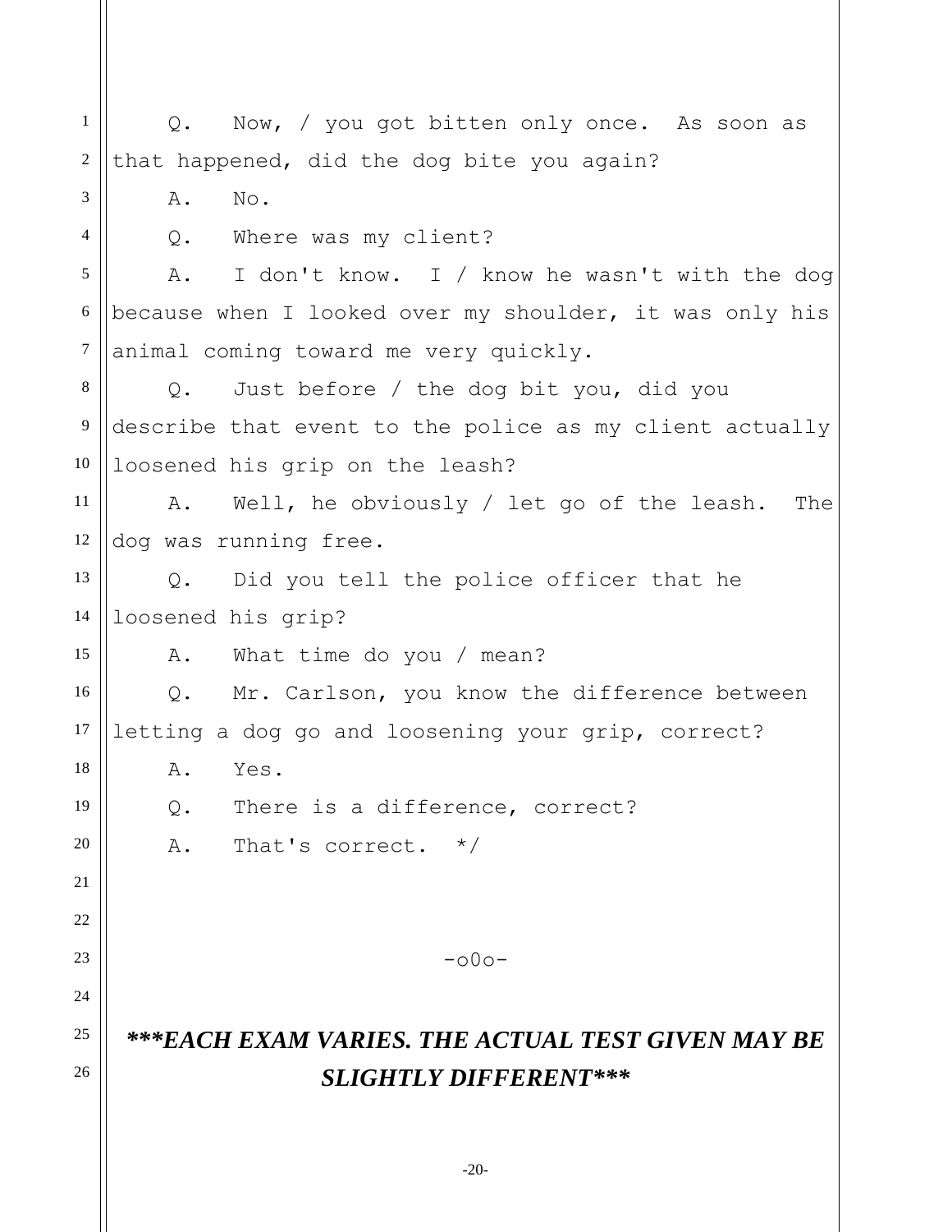Q. Now, / you got bitten only once. As soon as that happened, did the dog bite you again?

A. No.

Q. Where was my client?

A. I don't know. I / know he wasn't with the dog because when I looked over my shoulder, it was only his animal coming toward me very quickly.

Q. Just before / the dog bit you, did you describe that event to the police as my client actually loosened his grip on the leash?

A. Well, he obviously / let go of the leash. The dog was running free.

Q. Did you tell the police officer that he loosened his grip?

A. What time do you / mean?

Q. Mr. Carlson, you know the difference between letting a dog go and loosening your grip, correct?

A. Yes.

Q. There is a difference, correct?

A. That's correct. */

-o0o-

***_EACH EXAM VARIES. THE ACTUAL TEST GIVEN MAY BE SLIGHTLY DIFFERENT_***